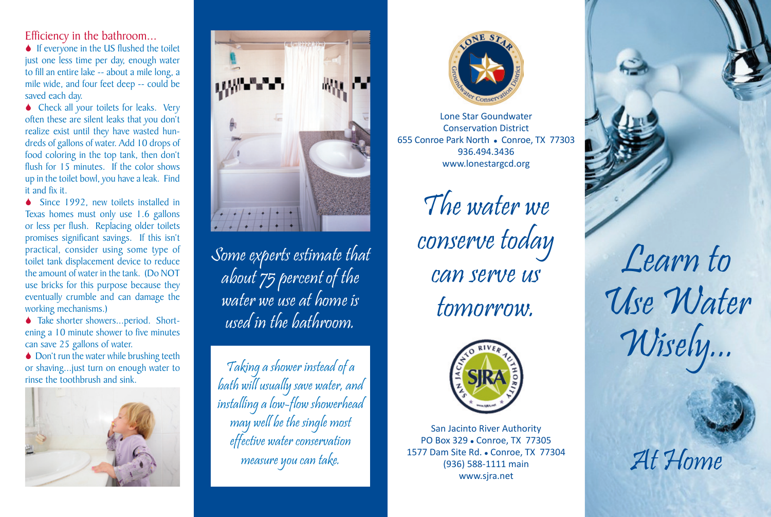## Efficiency in the bathroom...

- If everyone in the US flushed the toilet just one less time per day, enough water to fill an entire lake -- about a mile long, a mile wide, and four feet deep -- could be saved each day.
- Check all your toilets for leaks. Very often these are silent leaks that you don't realize exist until they have wasted hundreds of gallons of water. Add 10 drops of food coloring in the top tank, then don't flush for 15 minutes. If the color shows up in the toilet bowl, you have a leak. Find it and fix it.
- Since 1992, new toilets installed in Texas homes must only use 1.6 gallons or less per flush. Replacing older toilets promises significant savings. If this isn't practical, consider using some type of toilet tank displacement device to reduce the amount of water in the tank. (Do NOT use bricks for this purpose because they eventually crumble and can damage the working mechanisms.)
- Take shorter showers...period. Shortening a 10 minute shower to five minutes can save 25 gallons of water.
- Don't run the water while brushing teeth or shaving...just turn on enough water to rinse the toothbrush and sink.

*Some experts estimate that about 75 percent of the water we use at home is used in the bathroom.*

*Taking a shower instead of a bath will usually save water, and installing a low-flow showerhead may well be the single most effective water conservation measure you can take.*

Lone Star Goundwater Conservation District
655 Conroe Park North • Conroe, TX 77303
936.494.3436
www.lonestargcd.org

*The water we conserve today can serve us tomorrow.*

San Jacinto River Authority
PO Box 329 • Conroe, TX 77305
1577 Dam Site Rd. • Conroe, TX 77304
(936) 588-1111 main
www.sjra.net

# *Learn to Use Water Wisely...*

## *At Home*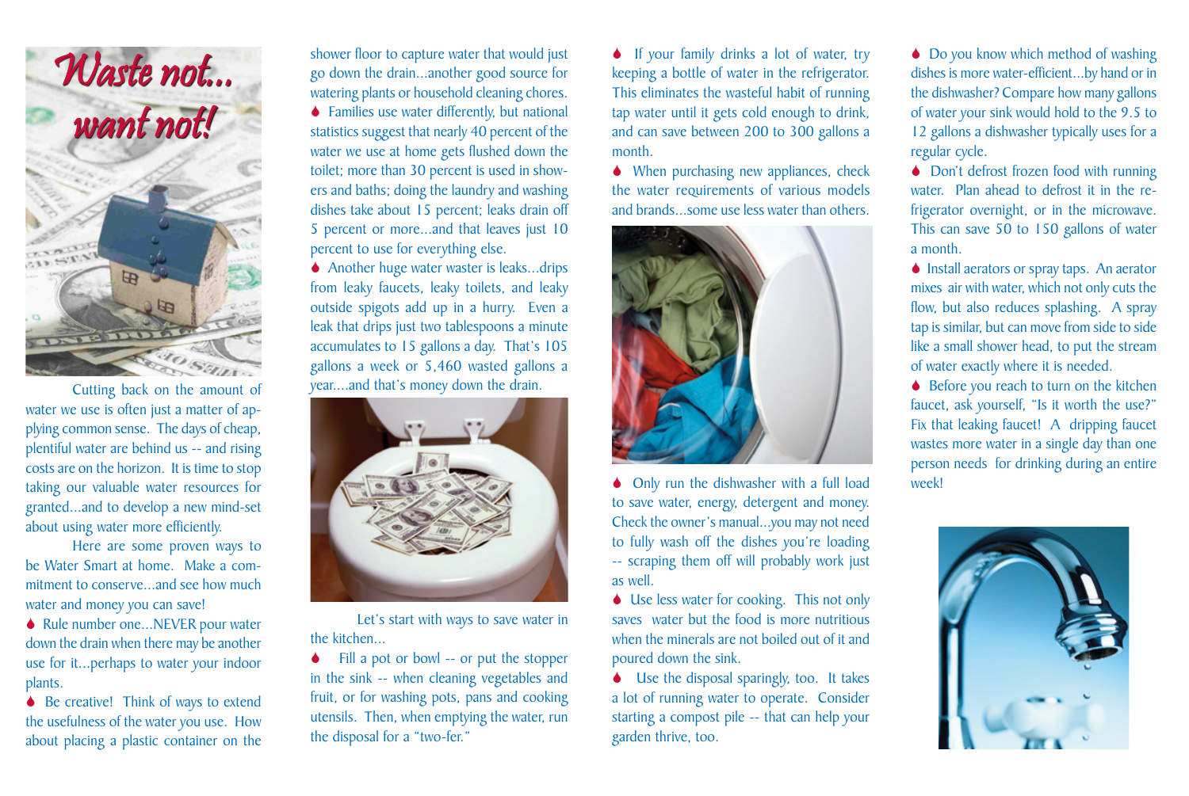# Waste not... want not!

Cutting back on the amount of water we use is often just a matter of applying common sense. The days of cheap, plentiful water are behind us -- and rising costs are on the horizon. It is time to stop taking our valuable water resources for granted...and to develop a new mind-set about using water more efficiently.

Here are some proven ways to be Water Smart at home. Make a commitment to conserve...and see how much water and money you can save!

- Rule number one...NEVER pour water down the drain when there may be another use for it...perhaps to water your indoor plants.
- Be creative! Think of ways to extend the usefulness of the water you use. How about placing a plastic container on the shower floor to capture water that would just go down the drain...another good source for watering plants or household cleaning chores.
- Families use water differently, but national statistics suggest that nearly 40 percent of the water we use at home gets flushed down the toilet; more than 30 percent is used in showers and baths; doing the laundry and washing dishes take about 15 percent; leaks drain off 5 percent or more...and that leaves just 10 percent to use for everything else.
- Another huge water waster is leaks...drips from leaky faucets, leaky toilets, and leaky outside spigots add up in a hurry. Even a leak that drips just two tablespoons a minute accumulates to 15 gallons a day. That's 105 gallons a week or 5,460 wasted gallons a year....and that's money down the drain.

Let's start with ways to save water in the kitchen...

- Fill a pot or bowl -- or put the stopper in the sink -- when cleaning vegetables and fruit, or for washing pots, pans and cooking utensils. Then, when emptying the water, run the disposal for a "two-fer."
- If your family drinks a lot of water, try keeping a bottle of water in the refrigerator. This eliminates the wasteful habit of running tap water until it gets cold enough to drink, and can save between 200 to 300 gallons a month.
- When purchasing new appliances, check the water requirements of various models and brands...some use less water than others.
- Only run the dishwasher with a full load to save water, energy, detergent and money. Check the owner's manual...you may not need to fully wash off the dishes you're loading -- scraping them off will probably work just as well.
- Use less water for cooking. This not only saves water but the food is more nutritious when the minerals are not boiled out of it and poured down the sink.
- Use the disposal sparingly, too. It takes a lot of running water to operate. Consider starting a compost pile -- that can help your garden thrive, too.
- Do you know which method of washing dishes is more water-efficient...by hand or in the dishwasher? Compare how many gallons of water your sink would hold to the 9.5 to 12 gallons a dishwasher typically uses for a regular cycle.
- Don't defrost frozen food with running water. Plan ahead to defrost it in the refrigerator overnight, or in the microwave. This can save 50 to 150 gallons of water a month.
- Install aerators or spray taps. An aerator mixes air with water, which not only cuts the flow, but also reduces splashing. A spray tap is similar, but can move from side to side like a small shower head, to put the stream of water exactly where it is needed.
- Before you reach to turn on the kitchen faucet, ask yourself, "Is it worth the use?" Fix that leaking faucet! A dripping faucet wastes more water in a single day than one person needs for drinking during an entire week!